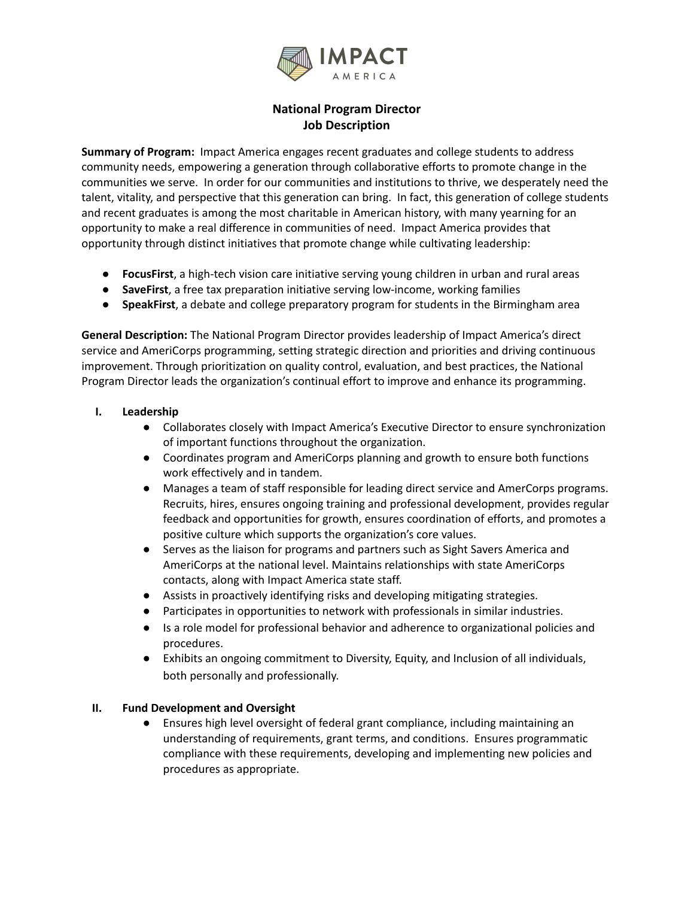# National Program Director
## Job Description

**Summary of Program:** Impact America engages recent graduates and college students to address community needs, empowering a generation through collaborative efforts to promote change in the communities we serve. In order for our communities and institutions to thrive, we desperately need the talent, vitality, and perspective that this generation can bring. In fact, this generation of college students and recent graduates is among the most charitable in American history, with many yearning for an opportunity to make a real difference in communities of need. Impact America provides that opportunity through distinct initiatives that promote change while cultivating leadership:

- **FocusFirst**, a high-tech vision care initiative serving young children in urban and rural areas
- **SaveFirst**, a free tax preparation initiative serving low-income, working families
- **SpeakFirst**, a debate and college preparatory program for students in the Birmingham area

**General Description:** The National Program Director provides leadership of Impact America's direct service and AmeriCorps programming, setting strategic direction and priorities and driving continuous improvement. Through prioritization on quality control, evaluation, and best practices, the National Program Director leads the organization's continual effort to improve and enhance its programming.

**I. Leadership**

- Collaborates closely with Impact America's Executive Director to ensure synchronization of important functions throughout the organization.
- Coordinates program and AmeriCorps planning and growth to ensure both functions work effectively and in tandem.
- Manages a team of staff responsible for leading direct service and AmerCorps programs. Recruits, hires, ensures ongoing training and professional development, provides regular feedback and opportunities for growth, ensures coordination of efforts, and promotes a positive culture which supports the organization's core values.
- Serves as the liaison for programs and partners such as Sight Savers America and AmeriCorps at the national level. Maintains relationships with state AmeriCorps contacts, along with Impact America state staff.
- Assists in proactively identifying risks and developing mitigating strategies.
- Participates in opportunities to network with professionals in similar industries.
- Is a role model for professional behavior and adherence to organizational policies and procedures.
- Exhibits an ongoing commitment to Diversity, Equity, and Inclusion of all individuals, both personally and professionally.

**II. Fund Development and Oversight**

- Ensures high level oversight of federal grant compliance, including maintaining an understanding of requirements, grant terms, and conditions. Ensures programmatic compliance with these requirements, developing and implementing new policies and procedures as appropriate.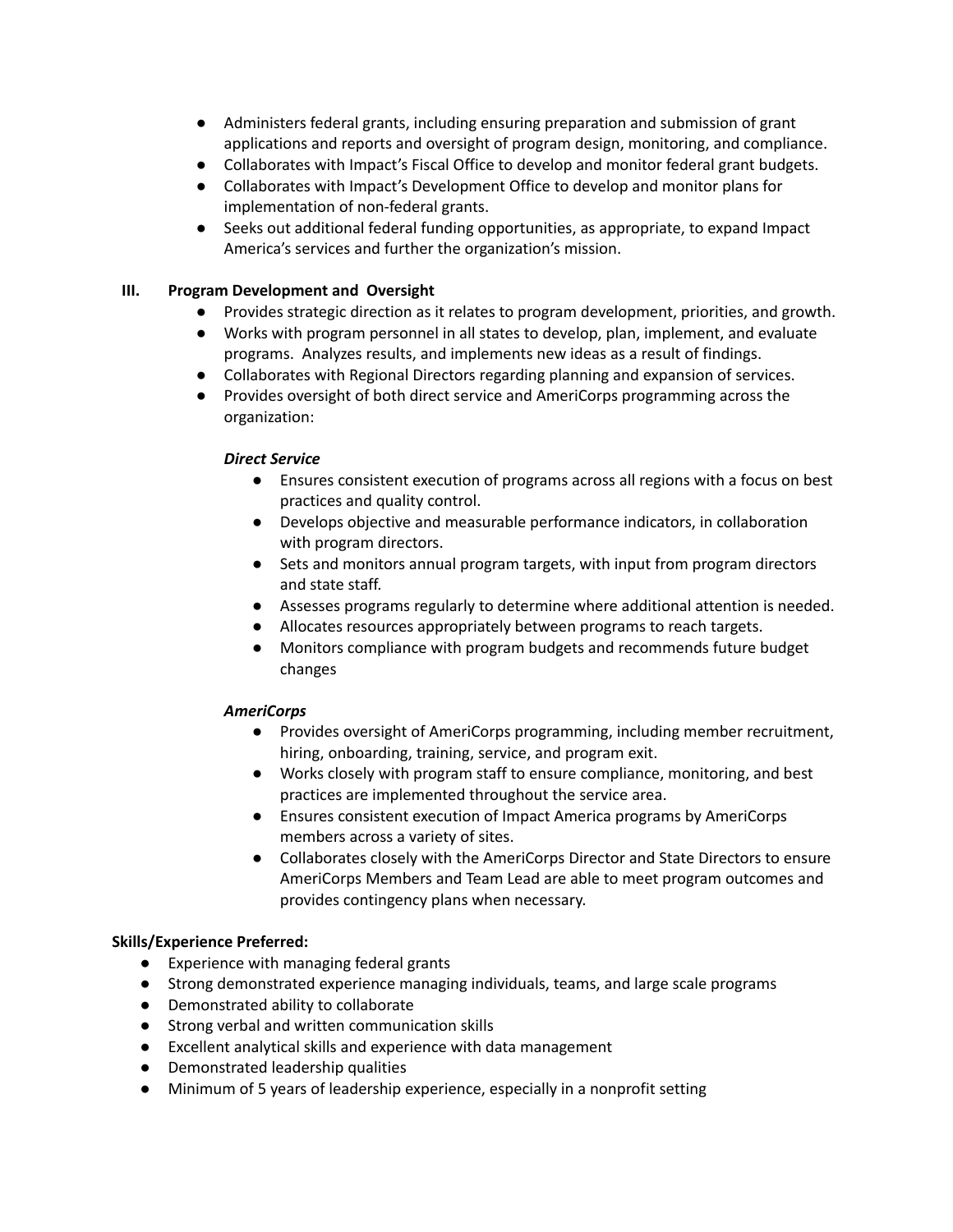- Administers federal grants, including ensuring preparation and submission of grant applications and reports and oversight of program design, monitoring, and compliance.
- Collaborates with Impact's Fiscal Office to develop and monitor federal grant budgets.
- Collaborates with Impact's Development Office to develop and monitor plans for implementation of non-federal grants.
- Seeks out additional federal funding opportunities, as appropriate, to expand Impact America's services and further the organization's mission.

### III. Program Development and Oversight

- Provides strategic direction as it relates to program development, priorities, and growth.
- Works with program personnel in all states to develop, plan, implement, and evaluate programs. Analyzes results, and implements new ideas as a result of findings.
- Collaborates with Regional Directors regarding planning and expansion of services.
- Provides oversight of both direct service and AmeriCorps programming across the organization:

  ***Direct Service***

  - Ensures consistent execution of programs across all regions with a focus on best practices and quality control.
  - Develops objective and measurable performance indicators, in collaboration with program directors.
  - Sets and monitors annual program targets, with input from program directors and state staff.
  - Assesses programs regularly to determine where additional attention is needed.
  - Allocates resources appropriately between programs to reach targets.
  - Monitors compliance with program budgets and recommends future budget changes

  ***AmeriCorps***

  - Provides oversight of AmeriCorps programming, including member recruitment, hiring, onboarding, training, service, and program exit.
  - Works closely with program staff to ensure compliance, monitoring, and best practices are implemented throughout the service area.
  - Ensures consistent execution of Impact America programs by AmeriCorps members across a variety of sites.
  - Collaborates closely with the AmeriCorps Director and State Directors to ensure AmeriCorps Members and Team Lead are able to meet program outcomes and provides contingency plans when necessary.

**Skills/Experience Preferred:**

- Experience with managing federal grants
- Strong demonstrated experience managing individuals, teams, and large scale programs
- Demonstrated ability to collaborate
- Strong verbal and written communication skills
- Excellent analytical skills and experience with data management
- Demonstrated leadership qualities
- Minimum of 5 years of leadership experience, especially in a nonprofit setting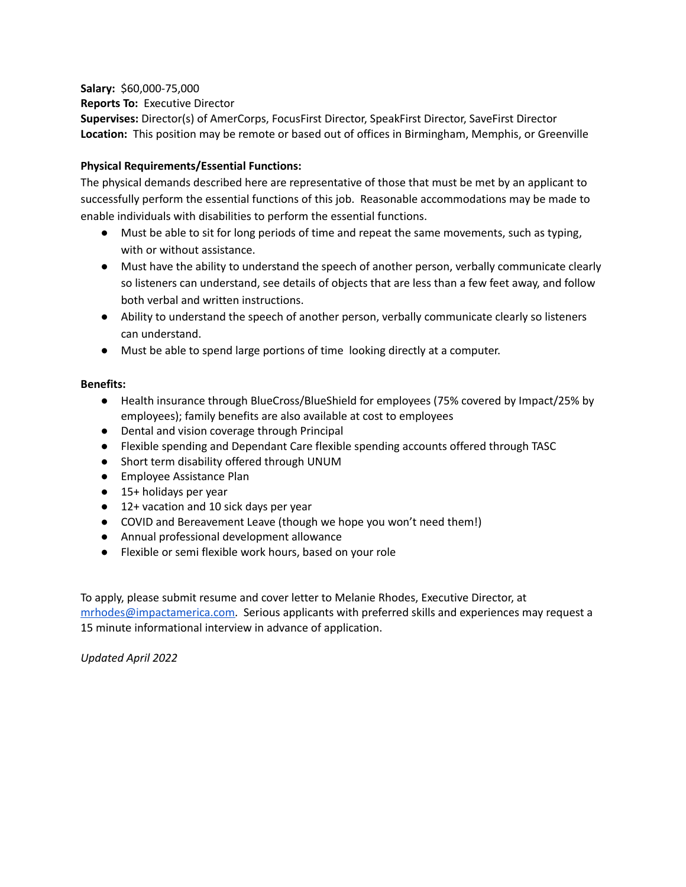**Salary:** $60,000-75,000
**Reports To:** Executive Director
**Supervises:** Director(s) of AmerCorps, FocusFirst Director, SpeakFirst Director, SaveFirst Director
**Location:** This position may be remote or based out of offices in Birmingham, Memphis, or Greenville

**Physical Requirements/Essential Functions:**
The physical demands described here are representative of those that must be met by an applicant to successfully perform the essential functions of this job. Reasonable accommodations may be made to enable individuals with disabilities to perform the essential functions.

- Must be able to sit for long periods of time and repeat the same movements, such as typing, with or without assistance.
- Must have the ability to understand the speech of another person, verbally communicate clearly so listeners can understand, see details of objects that are less than a few feet away, and follow both verbal and written instructions.
- Ability to understand the speech of another person, verbally communicate clearly so listeners can understand.
- Must be able to spend large portions of time looking directly at a computer.

**Benefits:**

- Health insurance through BlueCross/BlueShield for employees (75% covered by Impact/25% by employees); family benefits are also available at cost to employees
- Dental and vision coverage through Principal
- Flexible spending and Dependant Care flexible spending accounts offered through TASC
- Short term disability offered through UNUM
- Employee Assistance Plan
- 15+ holidays per year
- 12+ vacation and 10 sick days per year
- COVID and Bereavement Leave (though we hope you won't need them!)
- Annual professional development allowance
- Flexible or semi flexible work hours, based on your role

To apply, please submit resume and cover letter to Melanie Rhodes, Executive Director, at mrhodes@impactamerica.com. Serious applicants with preferred skills and experiences may request a 15 minute informational interview in advance of application.

*Updated April 2022*